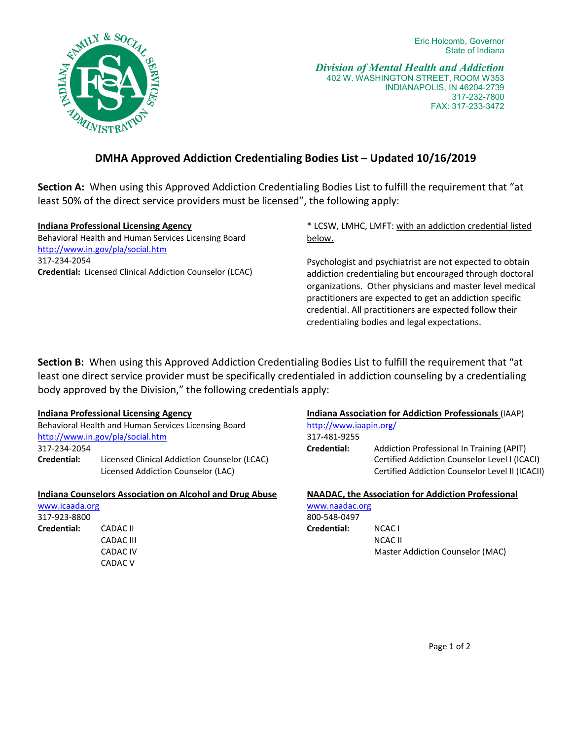Eric Holcomb, Governor
State of Indiana

*Division of Mental Health and Addiction*
402 W. WASHINGTON STREET, ROOM W353
INDIANAPOLIS, IN 46204-2739
317-232-7800
FAX: 317-233-3472

# DMHA Approved Addiction Credentialing Bodies List – Updated 10/16/2019

**Section A:** When using this Approved Addiction Credentialing Bodies List to fulfill the requirement that "at least 50% of the direct service providers must be licensed", the following apply:

**Indiana Professional Licensing Agency**
Behavioral Health and Human Services Licensing Board
http://www.in.gov/pla/social.htm
317-234-2054
**Credential:** Licensed Clinical Addiction Counselor (LCAC)

* LCSW, LMHC, LMFT: with an addiction credential listed below.

Psychologist and psychiatrist are not expected to obtain addiction credentialing but encouraged through doctoral organizations. Other physicians and master level medical practitioners are expected to get an addiction specific credential. All practitioners are expected follow their credentialing bodies and legal expectations.

**Section B:** When using this Approved Addiction Credentialing Bodies List to fulfill the requirement that "at least one direct service provider must be specifically credentialed in addiction counseling by a credentialing body approved by the Division," the following credentials apply:

**Indiana Professional Licensing Agency**
Behavioral Health and Human Services Licensing Board
http://www.in.gov/pla/social.htm
317-234-2054
**Credential:**
- Licensed Clinical Addiction Counselor (LCAC)
- Licensed Addiction Counselor (LAC)

**Indiana Counselors Association on Alcohol and Drug Abuse**
www.icaada.org
317-923-8800
**Credential:**
- CADAC II
- CADAC III
- CADAC IV
- CADAC V

**Indiana Association for Addiction Professionals** (IAAP)
http://www.iaapin.org/
317-481-9255
**Credential:**
- Addiction Professional In Training (APIT)
- Certified Addiction Counselor Level I (ICACI)
- Certified Addiction Counselor Level II (ICACII)

**NAADAC, the Association for Addiction Professional**
www.naadac.org
800-548-0497
**Credential:**
- NCAC I
- NCAC II
- Master Addiction Counselor (MAC)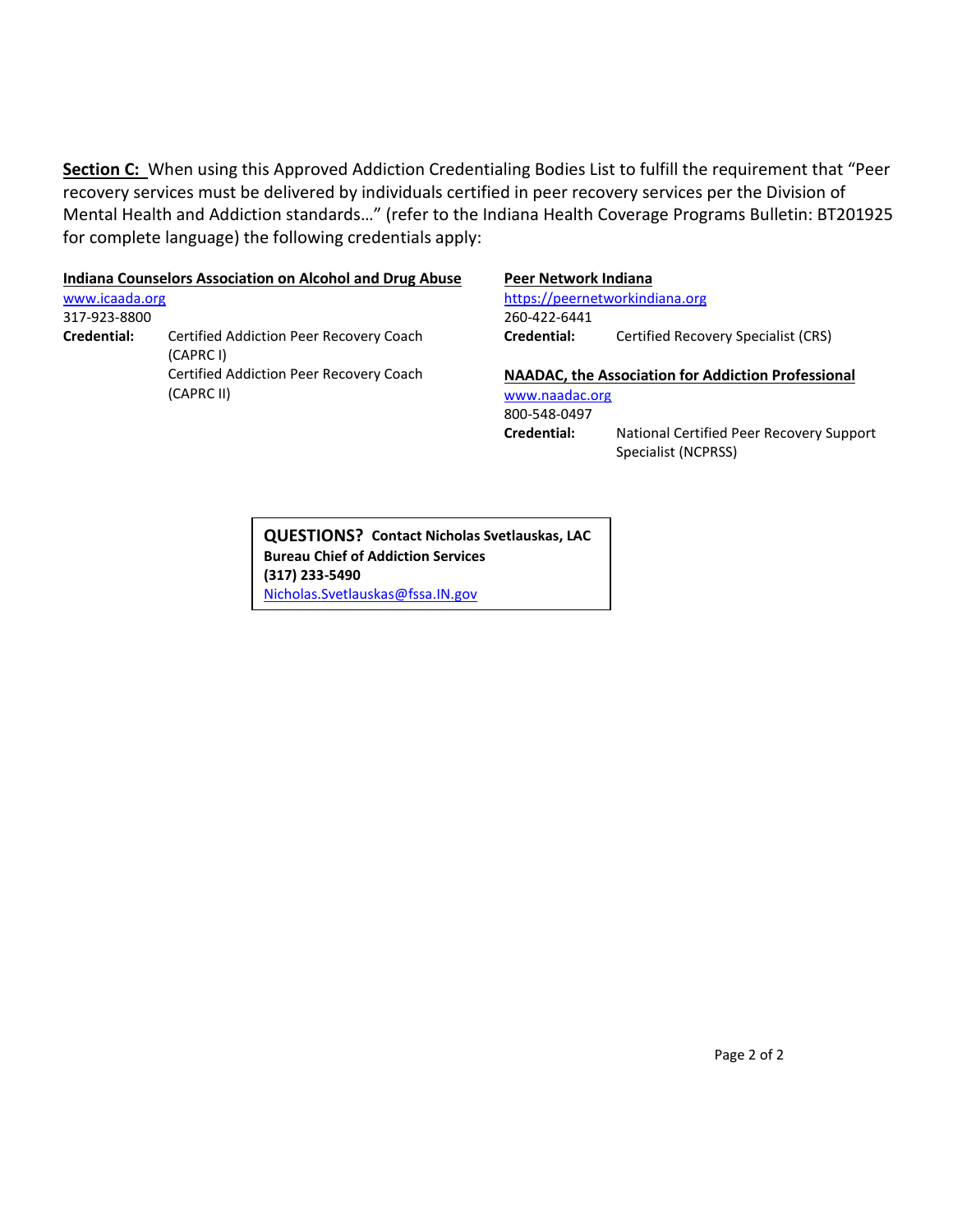**Section C:** When using this Approved Addiction Credentialing Bodies List to fulfill the requirement that "Peer recovery services must be delivered by individuals certified in peer recovery services per the Division of Mental Health and Addiction standards…" (refer to the Indiana Health Coverage Programs Bulletin: BT201925 for complete language) the following credentials apply:

**Indiana Counselors Association on Alcohol and Drug Abuse**
www.icaada.org
317-923-8800
**Credential:** Certified Addiction Peer Recovery Coach (CAPRC I)
Certified Addiction Peer Recovery Coach (CAPRC II)

**Peer Network Indiana**
https://peernetworkindiana.org
260-422-6441
**Credential:** Certified Recovery Specialist (CRS)

**NAADAC, the Association for Addiction Professional**
www.naadac.org
800-548-0497
**Credential:** National Certified Peer Recovery Support Specialist (NCPRSS)

**QUESTIONS? Contact Nicholas Svetlauskas, LAC**
**Bureau Chief of Addiction Services**
**(317) 233-5490**
Nicholas.Svetlauskas@fssa.IN.gov